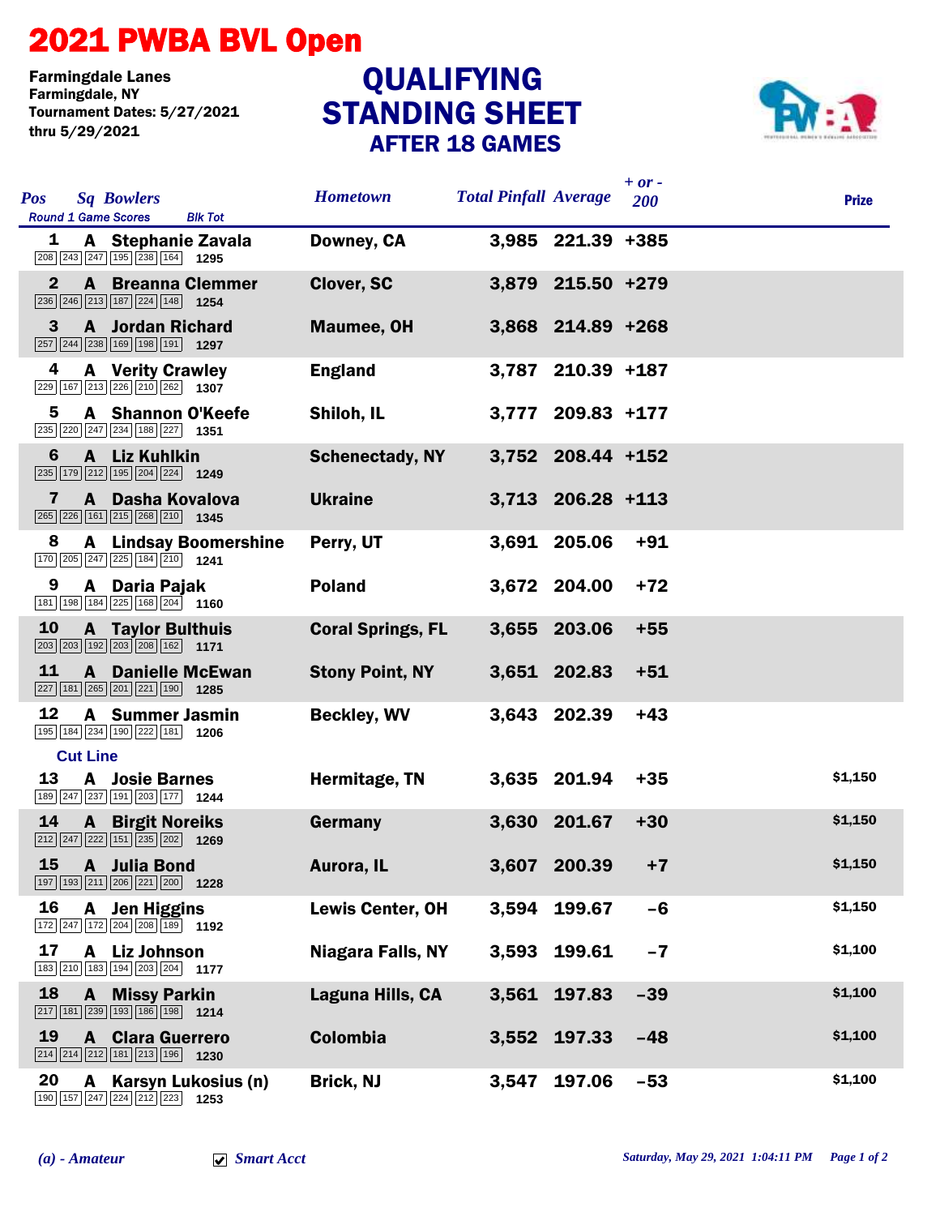# 2021 PWBA BVL Open

Farmingdale Lanes
Farmingdale, NY
Tournament Dates: 5/27/2021 thru 5/29/2021

## QUALIFYING STANDING SHEET
### AFTER 18 GAMES

| Pos | Sq | Bowlers | Round 1 Game Scores | Blk Tot | Hometown | Total Pinfall | Average | + or - 200 | Prize |
|---|---|---|---|---|---|---|---|---|---|
| 1 | A | Stephanie Zavala | 208 243 247 195 238 164 | 1295 | Downey, CA | 3,985 | 221.39 | +385 | |
| 2 | A | Breanna Clemmer | 236 246 213 187 224 148 | 1254 | Clover, SC | 3,879 | 215.50 | +279 | |
| 3 | A | Jordan Richard | 257 244 238 169 198 191 | 1297 | Maumee, OH | 3,868 | 214.89 | +268 | |
| 4 | A | Verity Crawley | 229 167 213 226 210 262 | 1307 | England | 3,787 | 210.39 | +187 | |
| 5 | A | Shannon O'Keefe | 235 220 247 234 188 227 | 1351 | Shiloh, IL | 3,777 | 209.83 | +177 | |
| 6 | A | Liz Kuhlkin | 235 179 212 195 204 224 | 1249 | Schenectady, NY | 3,752 | 208.44 | +152 | |
| 7 | A | Dasha Kovalova | 265 226 161 215 268 210 | 1345 | Ukraine | 3,713 | 206.28 | +113 | |
| 8 | A | Lindsay Boomershine | 170 205 247 225 184 210 | 1241 | Perry, UT | 3,691 | 205.06 | +91 | |
| 9 | A | Daria Pajak | 181 198 184 225 168 204 | 1160 | Poland | 3,672 | 204.00 | +72 | |
| 10 | A | Taylor Bulthuis | 203 203 192 203 208 162 | 1171 | Coral Springs, FL | 3,655 | 203.06 | +55 | |
| 11 | A | Danielle McEwan | 227 181 265 201 221 190 | 1285 | Stony Point, NY | 3,651 | 202.83 | +51 | |
| 12 | A | Summer Jasmin | 195 184 234 190 222 181 | 1206 | Beckley, WV | 3,643 | 202.39 | +43 | |
| **Cut Line** | | | | | | | | | |
| 13 | A | Josie Barnes | 189 247 237 191 203 177 | 1244 | Hermitage, TN | 3,635 | 201.94 | +35 | $1,150 |
| 14 | A | Birgit Noreiks | 212 247 222 151 235 202 | 1269 | Germany | 3,630 | 201.67 | +30 | $1,150 |
| 15 | A | Julia Bond | 197 193 211 206 221 200 | 1228 | Aurora, IL | 3,607 | 200.39 | +7 | $1,150 |
| 16 | A | Jen Higgins | 172 247 172 204 208 189 | 1192 | Lewis Center, OH | 3,594 | 199.67 | -6 | $1,150 |
| 17 | A | Liz Johnson | 183 210 183 194 203 204 | 1177 | Niagara Falls, NY | 3,593 | 199.61 | -7 | $1,100 |
| 18 | A | Missy Parkin | 217 181 239 193 186 198 | 1214 | Laguna Hills, CA | 3,561 | 197.83 | -39 | $1,100 |
| 19 | A | Clara Guerrero | 214 214 212 181 213 196 | 1230 | Colombia | 3,552 | 197.33 | -48 | $1,100 |
| 20 | A | Karsyn Lukosius (n) | 190 157 247 224 212 223 | 1253 | Brick, NJ | 3,547 | 197.06 | -53 | $1,100 |

*(a) - Amateur* ☑ *Smart Acct*

*Saturday, May 29, 2021 1:04:11 PM*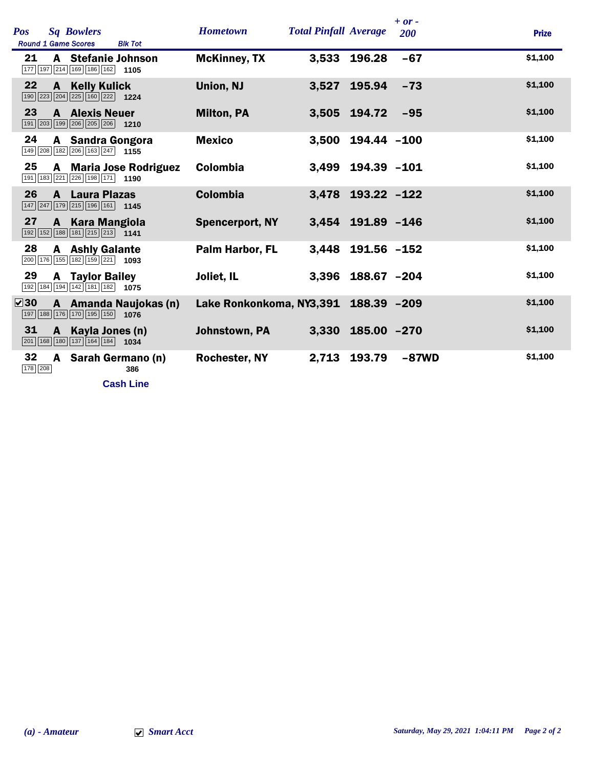| Pos | Sq | Bowlers | Round 1 Game Scores | Blk Tot | Hometown | Total Pinfall | Average | + or - 200 | Prize |
|---|---|---|---|---|---|---|---|---|---|
| 21 | A | Stefanie Johnson | 177 197 214 169 186 162 | 1105 | McKinney, TX | 3,533 | 196.28 | -67 | $1,100 |
| 22 | A | Kelly Kulick | 190 223 204 225 160 222 | 1224 | Union, NJ | 3,527 | 195.94 | -73 | $1,100 |
| 23 | A | Alexis Neuer | 191 203 199 206 205 206 | 1210 | Milton, PA | 3,505 | 194.72 | -95 | $1,100 |
| 24 | A | Sandra Gongora | 149 208 182 206 163 247 | 1155 | Mexico | 3,500 | 194.44 | -100 | $1,100 |
| 25 | A | Maria Jose Rodriguez | 191 183 221 226 198 171 | 1190 | Colombia | 3,499 | 194.39 | -101 | $1,100 |
| 26 | A | Laura Plazas | 147 247 179 215 196 161 | 1145 | Colombia | 3,478 | 193.22 | -122 | $1,100 |
| 27 | A | Kara Mangiola | 192 152 188 181 215 213 | 1141 | Spencerport, NY | 3,454 | 191.89 | -146 | $1,100 |
| 28 | A | Ashly Galante | 200 176 155 182 159 221 | 1093 | Palm Harbor, FL | 3,448 | 191.56 | -152 | $1,100 |
| 29 | A | Taylor Bailey | 192 184 194 142 181 182 | 1075 | Joliet, IL | 3,396 | 188.67 | -204 | $1,100 |
| ☑30 | A | Amanda Naujokas (n) | 197 188 176 170 195 150 | 1076 | Lake Ronkonkoma, NY | 3,391 | 188.39 | -209 | $1,100 |
| 31 | A | Kayla Jones (n) | 201 168 180 137 164 184 | 1034 | Johnstown, PA | 3,330 | 185.00 | -270 | $1,100 |
| 32 | A | Sarah Germano (n) | 178 208 | 386 | Rochester, NY | 2,713 | 193.79 | -87WD | $1,100 |

**Cash Line**

*(a) - Amateur* ☑ *Smart Acct*

*Saturday, May 29, 2021 1:04:11 PM*